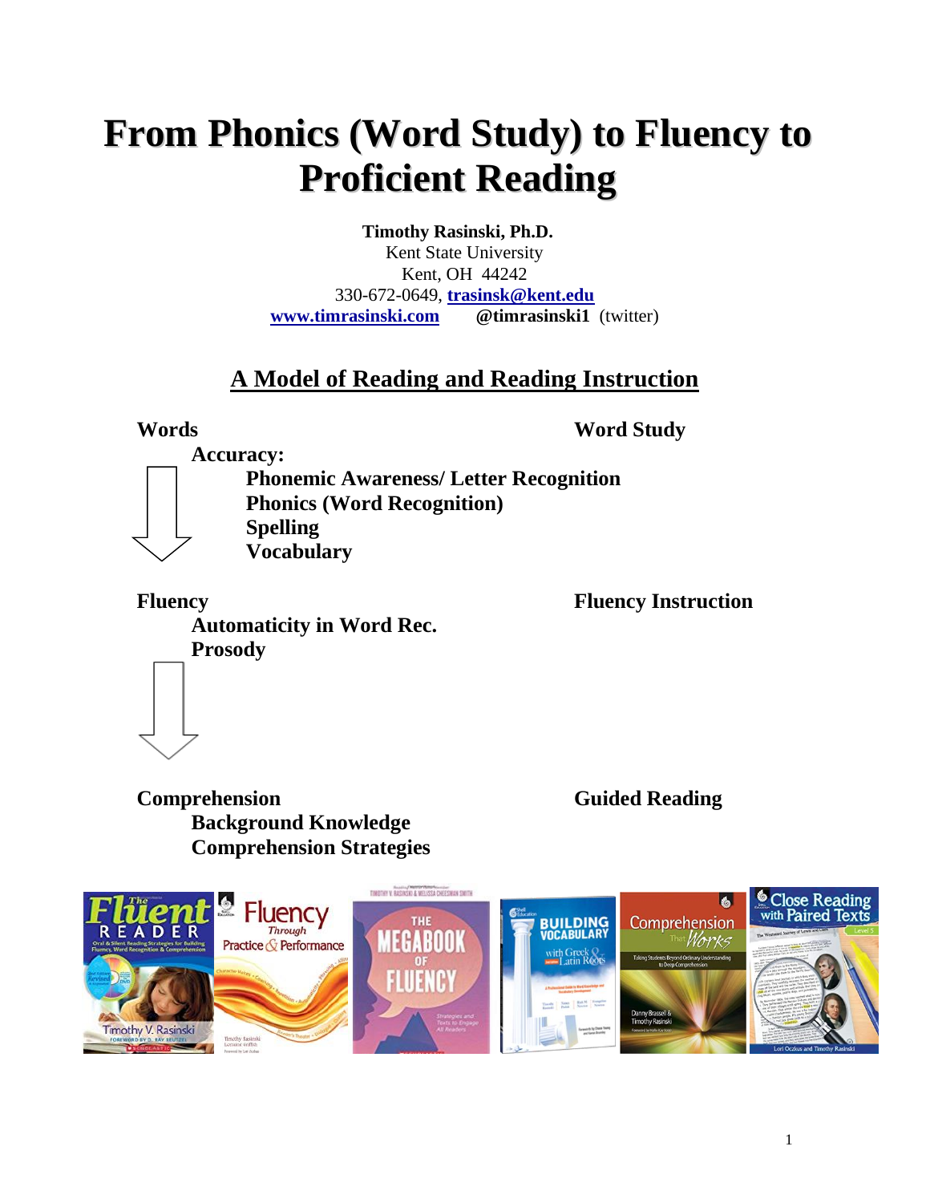# From Phonics (Word Study) to Fluency to Proficient Reading

**Timothy Rasinski, Ph.D.**
Kent State University
Kent, OH 44242
330-672-0649, **trasinsk@kent.edu**
**www.timrasinski.com** **@timrasinski1** (twitter)

## A Model of Reading and Reading Instruction

**Words** — **Word Study**

- **Accuracy:**
  - **Phonemic Awareness/ Letter Recognition**
  - **Phonics (Word Recognition)**
  - **Spelling**
  - **Vocabulary**

**Fluency** — **Fluency Instruction**

- **Automaticity in Word Rec.**
- **Prosody**

**Comprehension** — **Guided Reading**

- **Background Knowledge**
- **Comprehension Strategies**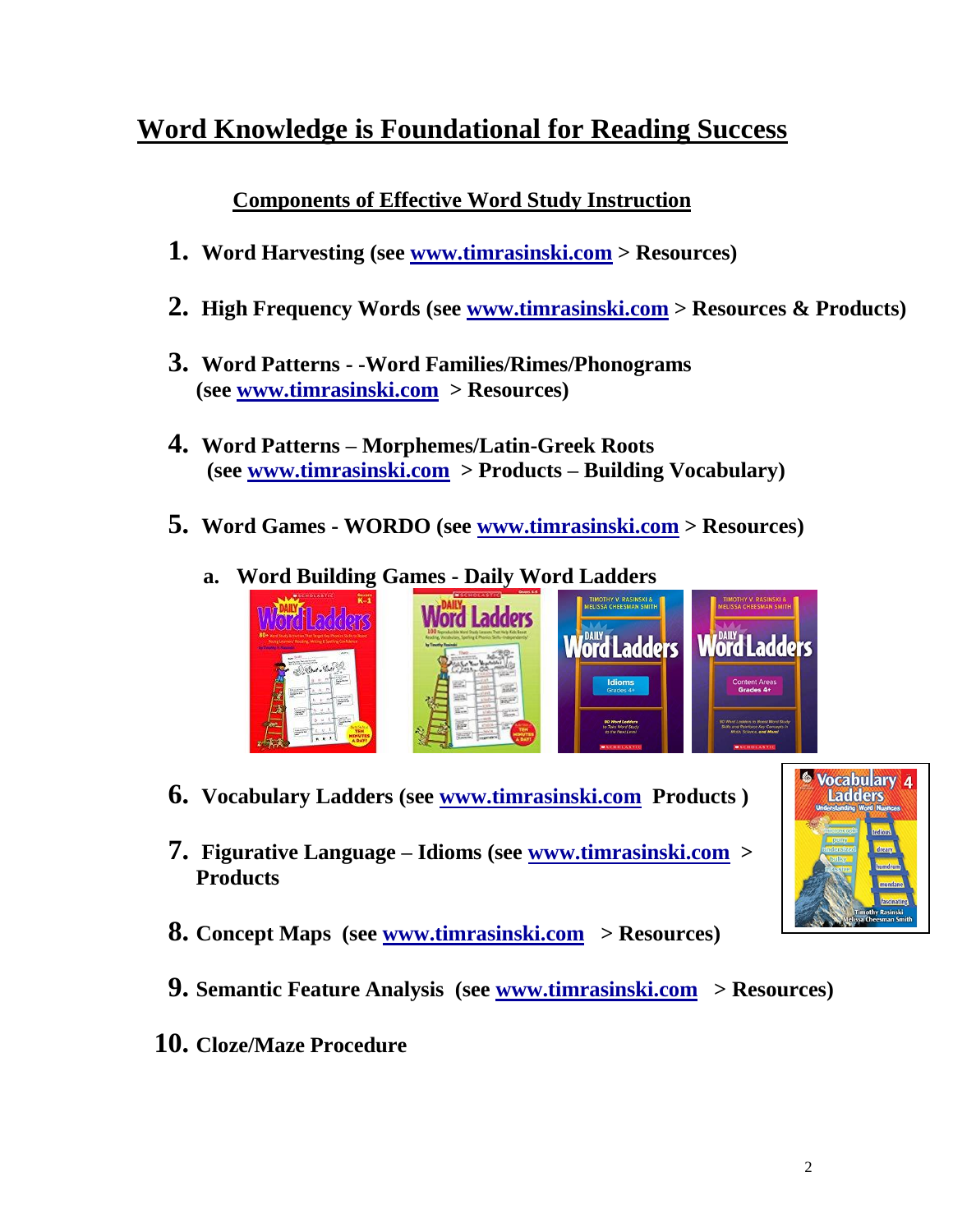# Word Knowledge is Foundational for Reading Success

## Components of Effective Word Study Instruction

1. **Word Harvesting (see www.timrasinski.com > Resources)**
2. **High Frequency Words (see www.timrasinski.com > Resources & Products)**
3. **Word Patterns - -Word Families/Rimes/Phonograms (see www.timrasinski.com > Resources)**
4. **Word Patterns – Morphemes/Latin-Greek Roots (see www.timrasinski.com > Products – Building Vocabulary)**
5. **Word Games - WORDO (see www.timrasinski.com > Resources)**
   a. **Word Building Games - Daily Word Ladders**
6. **Vocabulary Ladders (see www.timrasinski.com Products )**
7. **Figurative Language – Idioms (see www.timrasinski.com > Products**
8. **Concept Maps (see www.timrasinski.com > Resources)**
9. **Semantic Feature Analysis (see www.timrasinski.com > Resources)**
10. **Cloze/Maze Procedure**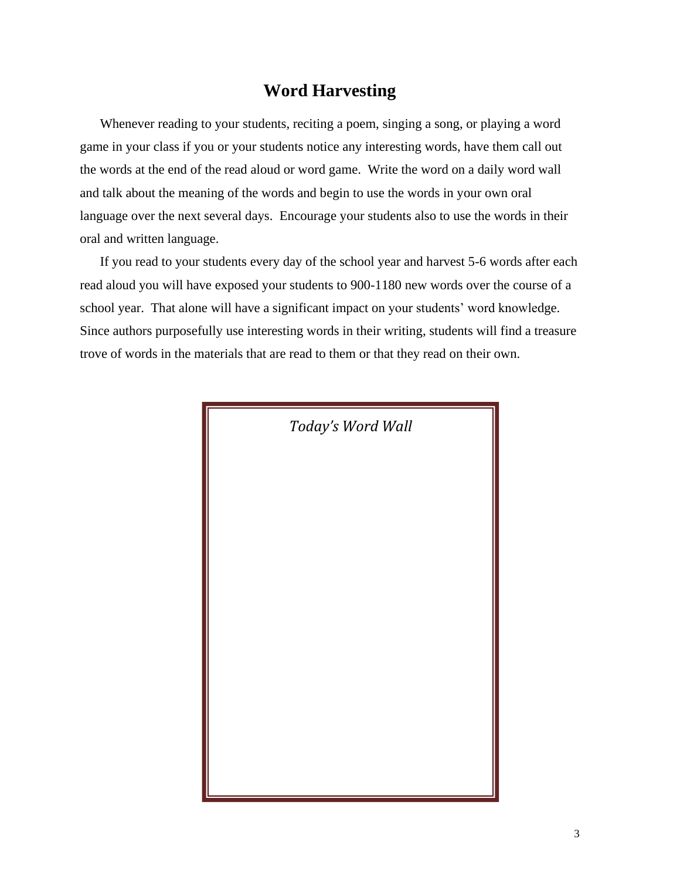# Word Harvesting

Whenever reading to your students, reciting a poem, singing a song, or playing a word game in your class if you or your students notice any interesting words, have them call out the words at the end of the read aloud or word game. Write the word on a daily word wall and talk about the meaning of the words and begin to use the words in your own oral language over the next several days. Encourage your students also to use the words in their oral and written language.

If you read to your students every day of the school year and harvest 5-6 words after each read aloud you will have exposed your students to 900-1180 new words over the course of a school year. That alone will have a significant impact on your students' word knowledge. Since authors purposefully use interesting words in their writing, students will find a treasure trove of words in the materials that are read to them or that they read on their own.

*Today's Word Wall*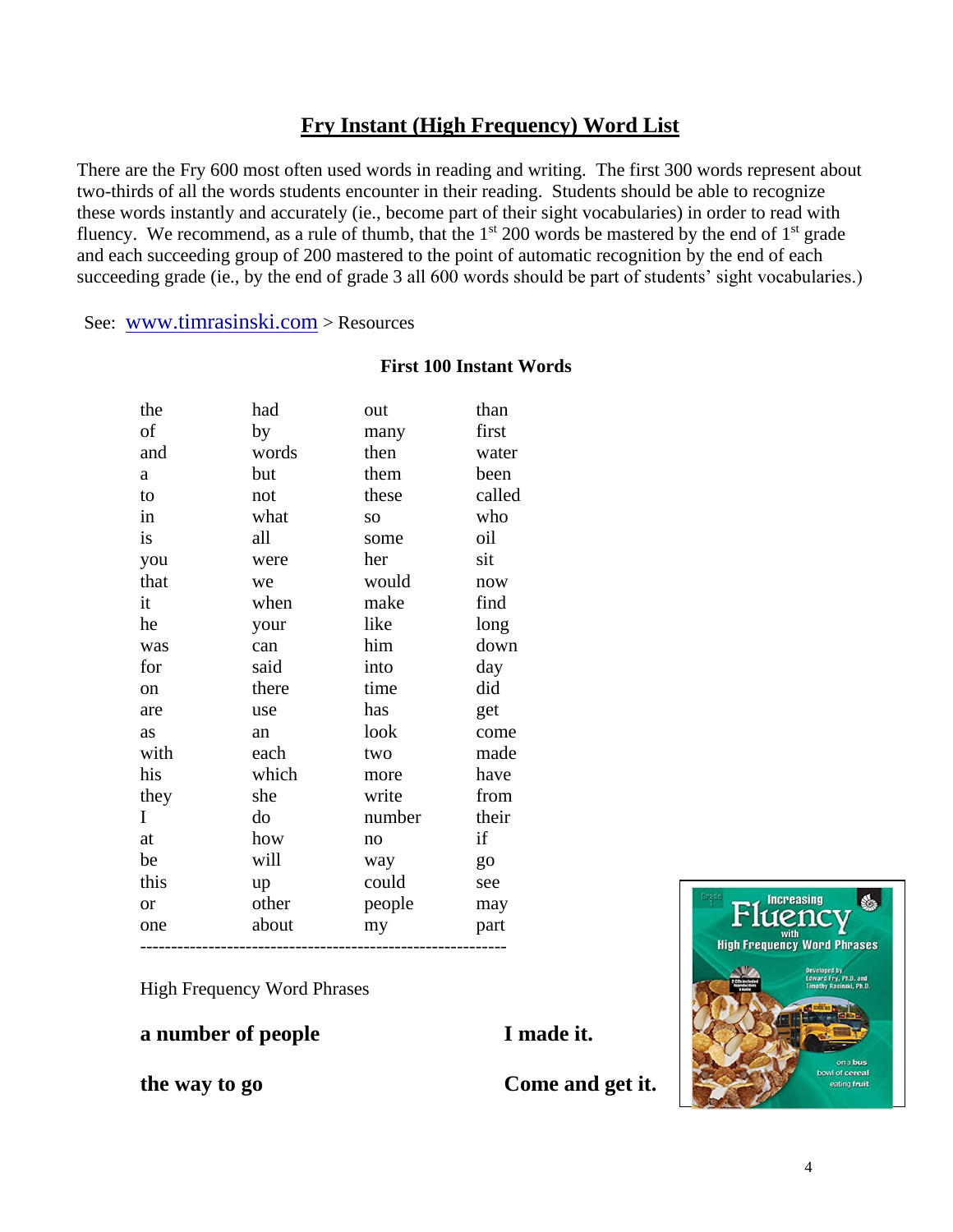# Fry Instant (High Frequency) Word List

There are the Fry 600 most often used words in reading and writing. The first 300 words represent about two-thirds of all the words students encounter in their reading. Students should be able to recognize these words instantly and accurately (ie., become part of their sight vocabularies) in order to read with fluency. We recommend, as a rule of thumb, that the 1st 200 words be mastered by the end of 1st grade and each succeeding group of 200 mastered to the point of automatic recognition by the end of each succeeding grade (ie., by the end of grade 3 all 600 words should be part of students' sight vocabularies.)

See: www.timrasinski.com > Resources

**First 100 Instant Words**

| | | | |
|---|---|---|---|
| the | had | out | than |
| of | by | many | first |
| and | words | then | water |
| a | but | them | been |
| to | not | these | called |
| in | what | so | who |
| is | all | some | oil |
| you | were | her | sit |
| that | we | would | now |
| it | when | make | find |
| he | your | like | long |
| was | can | him | down |
| for | said | into | day |
| on | there | time | did |
| are | use | has | get |
| as | an | look | come |
| with | each | two | made |
| his | which | more | have |
| they | she | write | from |
| I | do | number | their |
| at | how | no | if |
| be | will | way | go |
| this | up | could | see |
| or | other | people | may |
| one | about | my | part |

---

High Frequency Word Phrases

**a number of people**

**I made it.**

**the way to go**

**Come and get it.**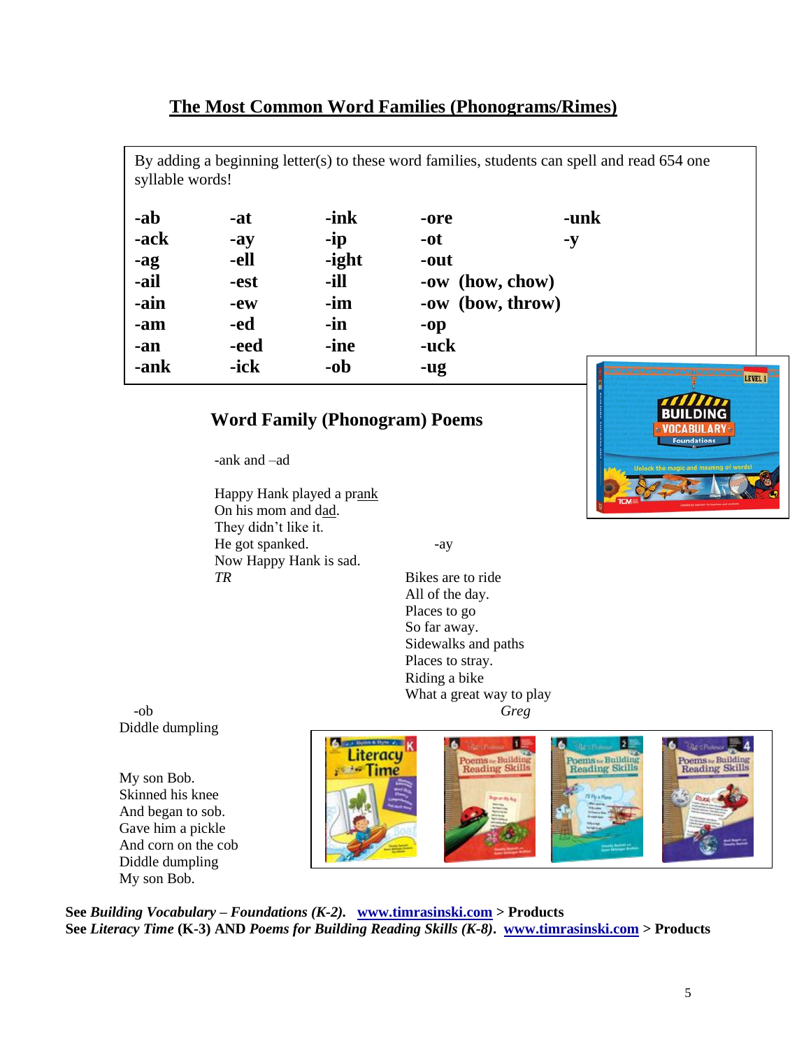## The Most Common Word Families (Phonograms/Rimes)

By adding a beginning letter(s) to these word families, students can spell and read 654 one syllable words!

| | | | | |
|---|---|---|---|---|
| **-ab** | **-at** | **-ink** | **-ore** | **-unk** |
| **-ack** | **-ay** | **-ip** | **-ot** | **-y** |
| **-ag** | **-ell** | **-ight** | **-out** | |
| **-ail** | **-est** | **-ill** | **-ow (how, chow)** | |
| **-ain** | **-ew** | **-im** | **-ow (bow, throw)** | |
| **-am** | **-ed** | **-in** | **-op** | |
| **-an** | **-eed** | **-ine** | **-uck** | |
| **-ank** | **-ick** | **-ob** | **-ug** | |

### Word Family (Phonogram) Poems

-ank and –ad

Happy Hank played a prank
On his mom and dad.
They didn't like it.
He got spanked.
Now Happy Hank is sad.
*TR*

-ay

Bikes are to ride
All of the day.
Places to go
So far away.
Sidewalks and paths
Places to stray.
Riding a bike
What a great way to play
*Greg*

-ob

Diddle dumpling

My son Bob.
Skinned his knee
And began to sob.
Gave him a pickle
And corn on the cob
Diddle dumpling
My son Bob.

**See *Building Vocabulary – Foundations* (K-2). www.timrasinski.com > Products**
**See *Literacy Time* (K-3) AND *Poems for Building Reading Skills* (K-8). www.timrasinski.com > Products**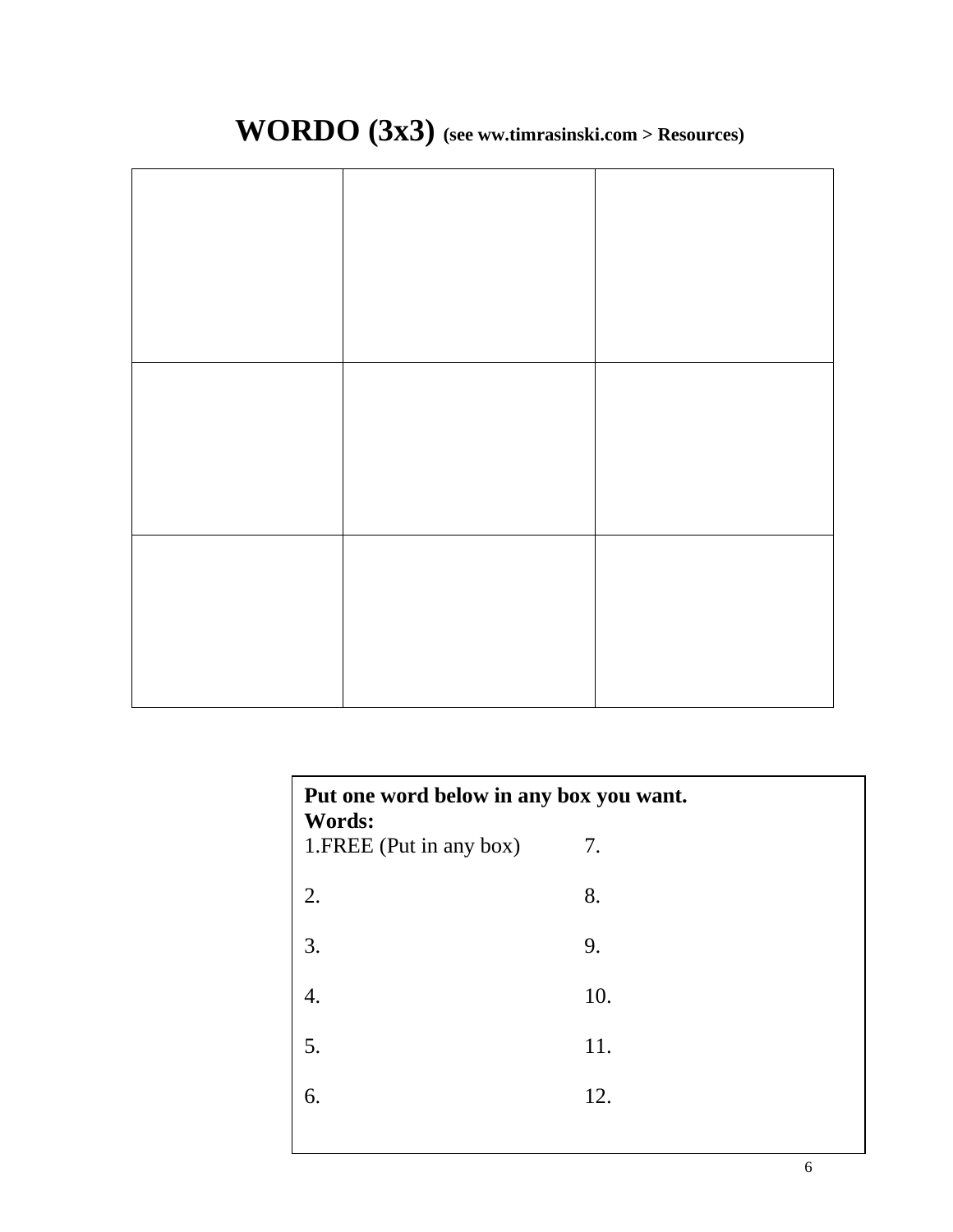# WORDO (3x3) (see ww.timrasinski.com > Resources)

| | | |
|---|---|---|
| | | |
| | | |
| | | |

**Put one word below in any box you want.**
**Words:**

| | |
|---|---|
| 1.FREE (Put in any box) | 7. |
| 2. | 8. |
| 3. | 9. |
| 4. | 10. |
| 5. | 11. |
| 6. | 12. |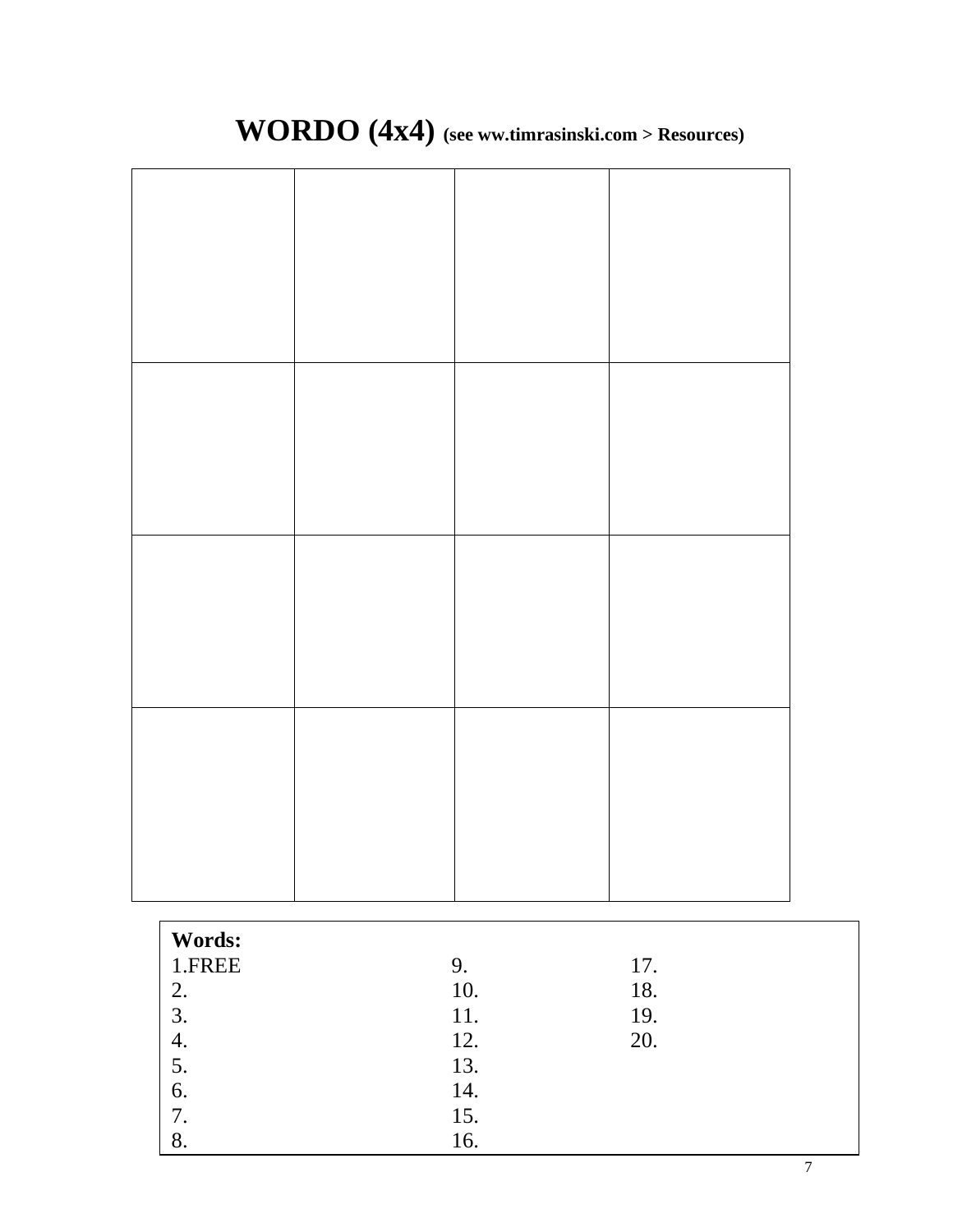# WORDO (4x4) (see ww.timrasinski.com > Resources)

| | | | |
|---|---|---|---|
| | | | |
| | | | |
| | | | |
| | | | |

**Words:**

| | | |
|---|---|---|
| 1.FREE | 9. | 17. |
| 2. | 10. | 18. |
| 3. | 11. | 19. |
| 4. | 12. | 20. |
| 5. | 13. | |
| 6. | 14. | |
| 7. | 15. | |
| 8. | 16. | |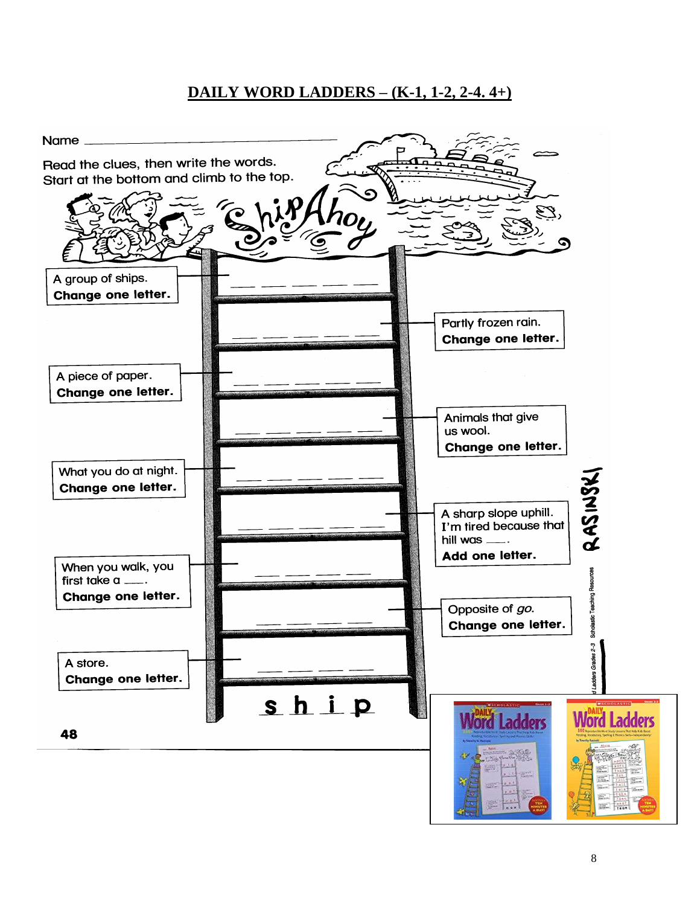# DAILY WORD LADDERS – (K-1, 1-2, 2-4. 4+)

Name ___________________________________

Read the clues, then write the words.
Start at the bottom and climb to the top.

Ship Ahoy

A group of ships.
**Change one letter.**
___ ___ ___ ___ ___

Partly frozen rain.
**Change one letter.**
___ ___ ___ ___ ___

A piece of paper.
**Change one letter.**
___ ___ ___ ___ ___

Animals that give us wool.
**Change one letter.**
___ ___ ___ ___ ___

What you do at night.
**Change one letter.**
___ ___ ___ ___ ___

A sharp slope uphill. I'm tired because that hill was ____.
**Add one letter.**
___ ___ ___ ___ ___

When you walk, you first take a ____.
**Change one letter.**
___ ___ ___ ___

Opposite of *go.*
**Change one letter.**
___ ___ ___ ___

A store.
**Change one letter.**
___ ___ ___ ___

s h i p

48

RASINSKI

Daily Word Ladders Grades 2-3 Scholastic Teaching Resources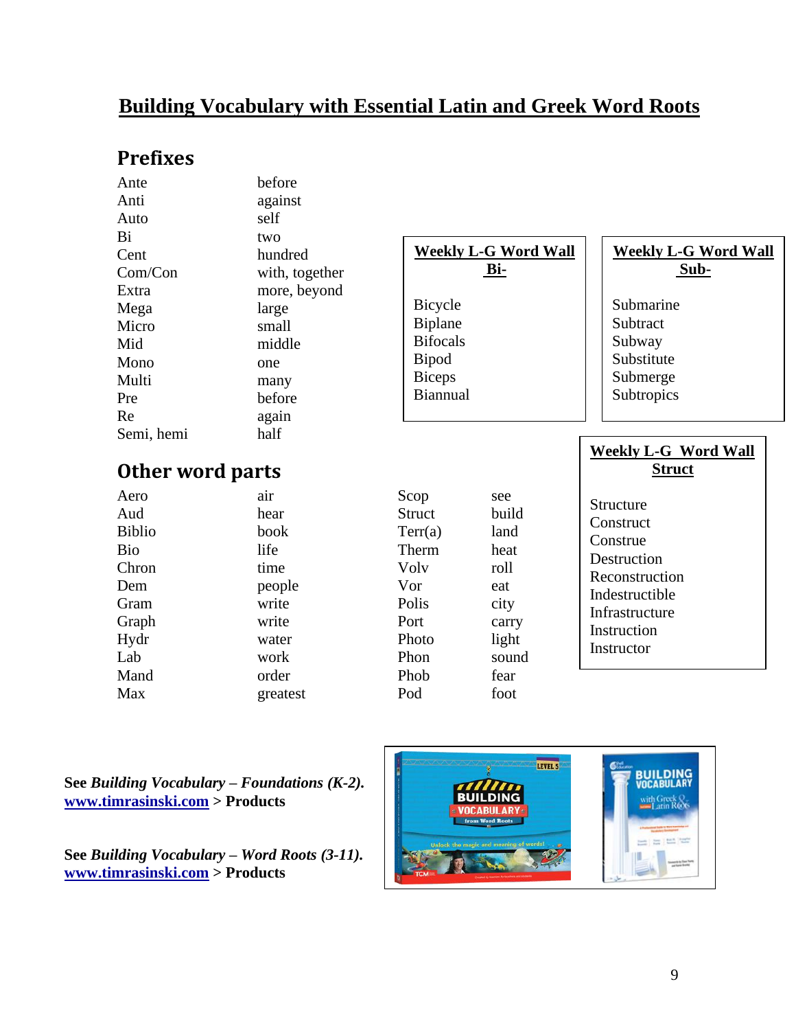# Building Vocabulary with Essential Latin and Greek Word Roots

## Prefixes

| | |
|---|---|
| Ante | before |
| Anti | against |
| Auto | self |
| Bi | two |
| Cent | hundred |
| Com/Con | with, together |
| Extra | more, beyond |
| Mega | large |
| Micro | small |
| Mid | middle |
| Mono | one |
| Multi | many |
| Pre | before |
| Re | again |
| Semi, hemi | half |

**Weekly L-G Word Wall**
**Bi-**

Bicycle
Biplane
Bifocals
Bipod
Biceps
Biannual

**Weekly L-G Word Wall**
**Sub-**

Submarine
Subtract
Subway
Substitute
Submerge
Subtropics

## Other word parts

| | | | |
|---|---|---|---|
| Aero | air | Scop | see |
| Aud | hear | Struct | build |
| Biblio | book | Terr(a) | land |
| Bio | life | Therm | heat |
| Chron | time | Volv | roll |
| Dem | people | Vor | eat |
| Gram | write | Polis | city |
| Graph | write | Port | carry |
| Hydr | water | Photo | light |
| Lab | work | Phon | sound |
| Mand | order | Phob | fear |
| Max | greatest | Pod | foot |

**Weekly L-G Word Wall**
**Struct**

Structure
Construct
Construe
Destruction
Reconstruction
Indestructible
Infrastructure
Instruction
Instructor

**See *Building Vocabulary – Foundations (K-2).***
**www.timrasinski.com > Products**

**See *Building Vocabulary – Word Roots (3-11).***
**www.timrasinski.com > Products**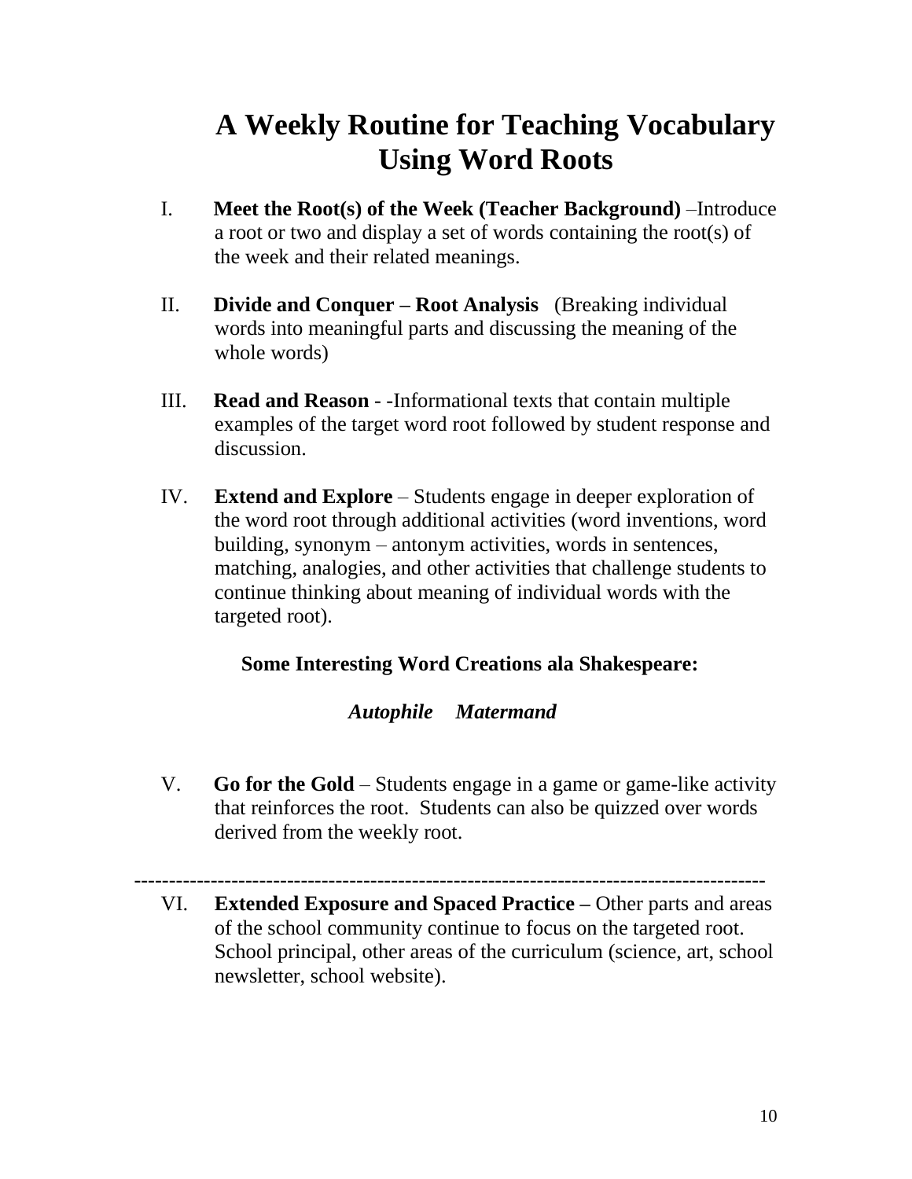# A Weekly Routine for Teaching Vocabulary Using Word Roots

I. **Meet the Root(s) of the Week (Teacher Background)** –Introduce a root or two and display a set of words containing the root(s) of the week and their related meanings.

II. **Divide and Conquer – Root Analysis** (Breaking individual words into meaningful parts and discussing the meaning of the whole words)

III. **Read and Reason** - -Informational texts that contain multiple examples of the target word root followed by student response and discussion.

IV. **Extend and Explore** – Students engage in deeper exploration of the word root through additional activities (word inventions, word building, synonym – antonym activities, words in sentences, matching, analogies, and other activities that challenge students to continue thinking about meaning of individual words with the targeted root).

**Some Interesting Word Creations ala Shakespeare:**

***Autophile Matermand***

V. **Go for the Gold** – Students engage in a game or game-like activity that reinforces the root. Students can also be quizzed over words derived from the weekly root.

---

VI. **Extended Exposure and Spaced Practice –** Other parts and areas of the school community continue to focus on the targeted root. School principal, other areas of the curriculum (science, art, school newsletter, school website).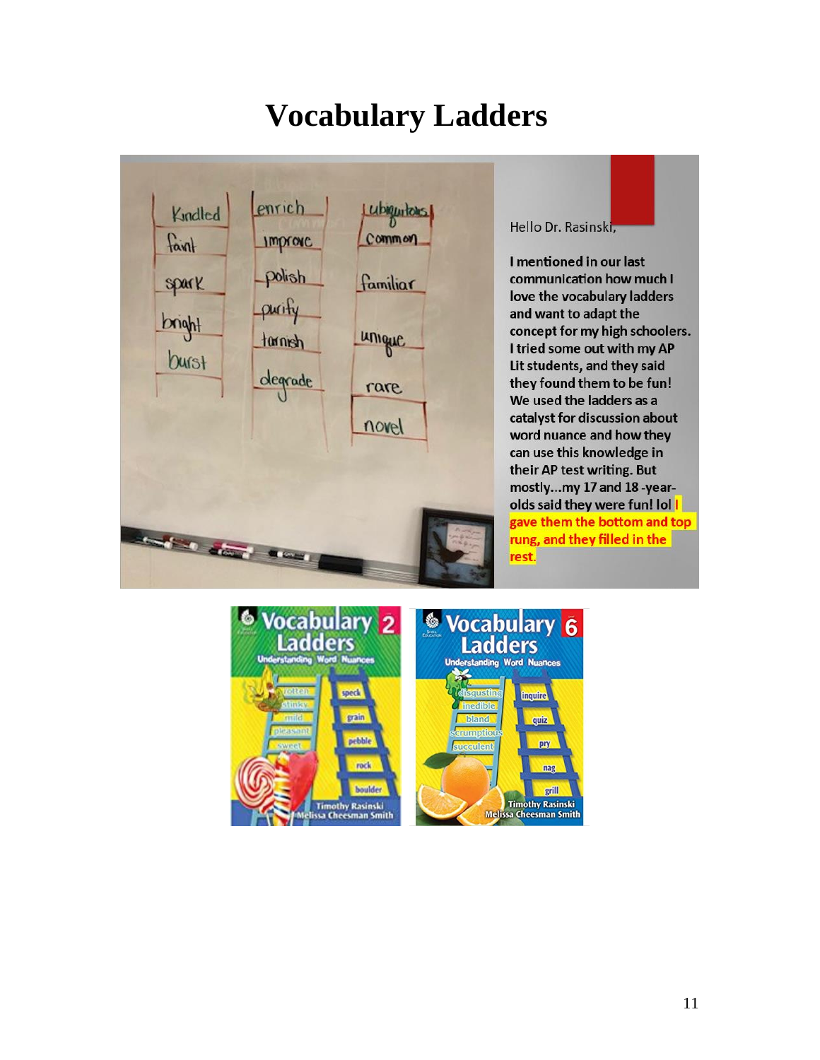# Vocabulary Ladders

Kindled | enrich | ubiquitous
faint | improve | common
spark | polish | familiar
bright | purify | unique
burst | tarnish | rare
 | degrade | novel

Hello Dr. Rasinski,

I mentioned in our last communication how much I love the vocabulary ladders and want to adapt the concept for my high schoolers. I tried some out with my AP Lit students, and they said they found them to be fun! We used the ladders as a catalyst for discussion about word nuance and how they can use this knowledge in their AP test writing. But mostly...my 17 and 18 -year-olds said they were fun! lol I gave them the bottom and top rung, and they filled in the rest.

Vocabulary Ladders 2 — Understanding Word Nuances — Timothy Rasinski, Melissa Cheesman Smith

rotten, stinky, mild, pleasant, sweet
speck, grain, pebble, rock, boulder

Vocabulary Ladders 6 — Understanding Word Nuances — Timothy Rasinski, Melissa Cheesman Smith

disgusting, inedible, bland, scrumptious, succulent
inquire, quiz, pry, nag, grill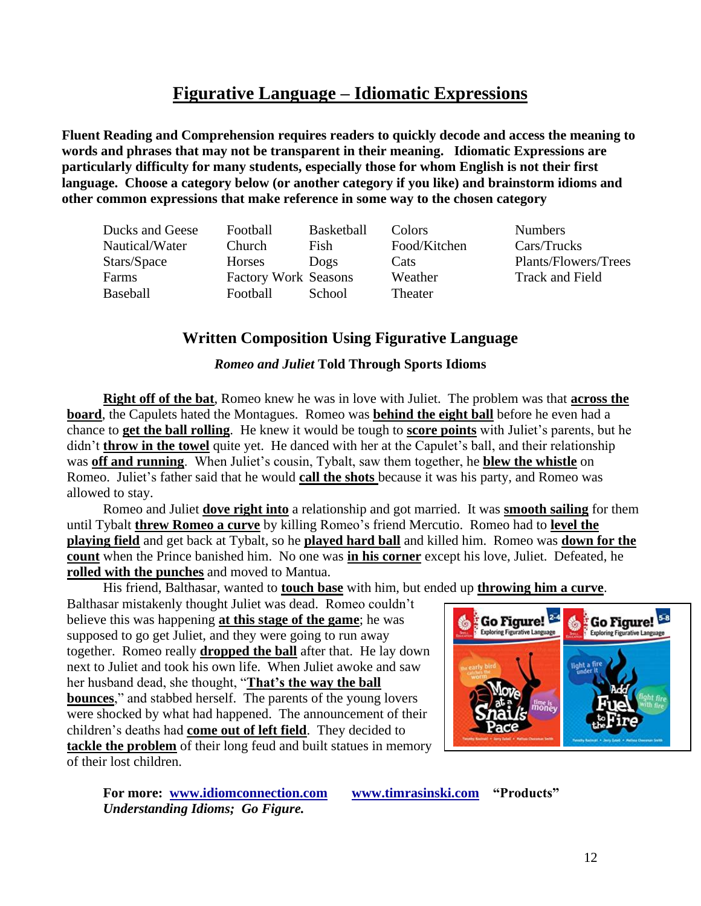# Figurative Language – Idiomatic Expressions

**Fluent Reading and Comprehension requires readers to quickly decode and access the meaning to words and phrases that may not be transparent in their meaning. Idiomatic Expressions are particularly difficulty for many students, especially those for whom English is not their first language. Choose a category below (or another category if you like) and brainstorm idioms and other common expressions that make reference in some way to the chosen category**

| | | | | |
|---|---|---|---|---|
| Ducks and Geese | Football | Basketball | Colors | Numbers |
| Nautical/Water | Church | Fish | Food/Kitchen | Cars/Trucks |
| Stars/Space | Horses | Dogs | Cats | Plants/Flowers/Trees |
| Farms | Factory Work | Seasons | Weather | Track and Field |
| Baseball | Football | School | Theater | |

## Written Composition Using Figurative Language

### *Romeo and Juliet* Told Through Sports Idioms

**Right off of the bat**, Romeo knew he was in love with Juliet. The problem was that **across the board**, the Capulets hated the Montagues. Romeo was **behind the eight ball** before he even had a chance to **get the ball rolling**. He knew it would be tough to **score points** with Juliet's parents, but he didn't **throw in the towel** quite yet. He danced with her at the Capulet's ball, and their relationship was **off and running**. When Juliet's cousin, Tybalt, saw them together, he **blew the whistle** on Romeo. Juliet's father said that he would **call the shots** because it was his party, and Romeo was allowed to stay.

Romeo and Juliet **dove right into** a relationship and got married. It was **smooth sailing** for them until Tybalt **threw Romeo a curve** by killing Romeo's friend Mercutio. Romeo had to **level the playing field** and get back at Tybalt, so he **played hard ball** and killed him. Romeo was **down for the count** when the Prince banished him. No one was **in his corner** except his love, Juliet. Defeated, he **rolled with the punches** and moved to Mantua.

His friend, Balthasar, wanted to **touch base** with him, but ended up **throwing him a curve**. Balthasar mistakenly thought Juliet was dead. Romeo couldn't believe this was happening **at this stage of the game**; he was supposed to go get Juliet, and they were going to run away together. Romeo really **dropped the ball** after that. He lay down next to Juliet and took his own life. When Juliet awoke and saw her husband dead, she thought, "**That's the way the ball bounces**," and stabbed herself. The parents of the young lovers were shocked by what had happened. The announcement of their children's deaths had **come out of left field**. They decided to **tackle the problem** of their long feud and built statues in memory of their lost children.

**For more: www.idiomconnection.com www.timrasinski.com "Products"**
***Understanding Idioms; Go Figure.***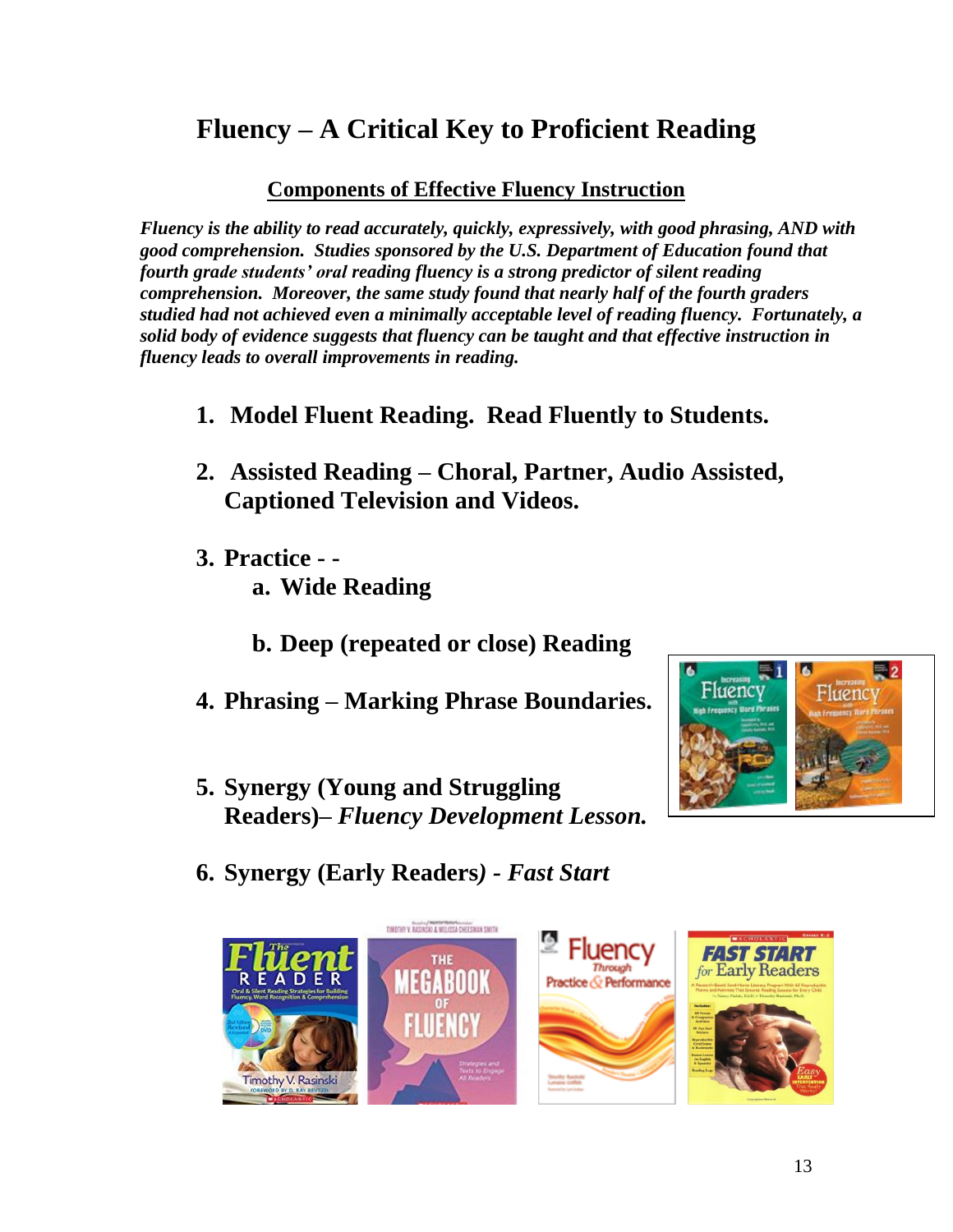# Fluency – A Critical Key to Proficient Reading

## <u>Components of Effective Fluency Instruction</u>

***Fluency is the ability to read accurately, quickly, expressively, with good phrasing, AND with good comprehension. Studies sponsored by the U.S. Department of Education found that fourth grade students' oral reading fluency is a strong predictor of silent reading comprehension. Moreover, the same study found that nearly half of the fourth graders studied had not achieved even a minimally acceptable level of reading fluency. Fortunately, a solid body of evidence suggests that fluency can be taught and that effective instruction in fluency leads to overall improvements in reading.***

1. **Model Fluent Reading. Read Fluently to Students.**
2. **Assisted Reading – Choral, Partner, Audio Assisted, Captioned Television and Videos.**
3. **Practice - -**
   a. **Wide Reading**
   b. **Deep (repeated or close) Reading**
4. **Phrasing – Marking Phrase Boundaries.**
5. **Synergy (Young and Struggling Readers)–** ***Fluency Development Lesson.***
6. **Synergy (Early Readers) -** ***Fast Start***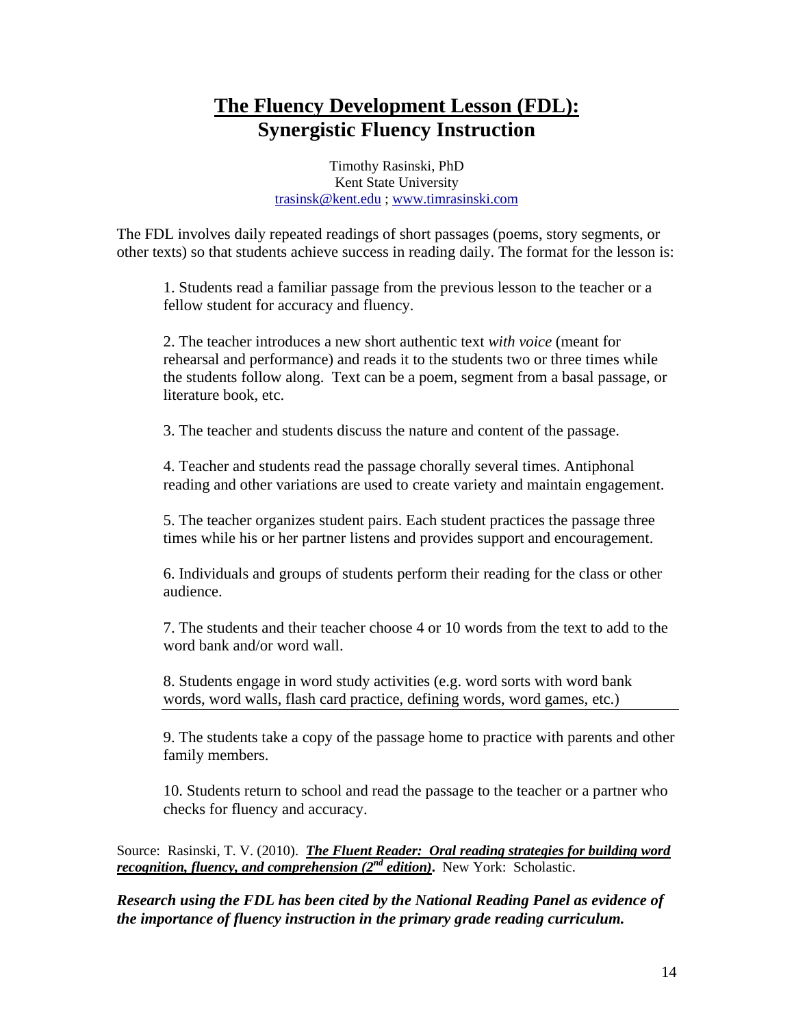# **The Fluency Development Lesson (FDL):**
## **Synergistic Fluency Instruction**

Timothy Rasinski, PhD
Kent State University
trasinsk@kent.edu ; www.timrasinski.com

The FDL involves daily repeated readings of short passages (poems, story segments, or other texts) so that students achieve success in reading daily. The format for the lesson is:

1. Students read a familiar passage from the previous lesson to the teacher or a fellow student for accuracy and fluency.

2. The teacher introduces a new short authentic text *with voice* (meant for rehearsal and performance) and reads it to the students two or three times while the students follow along. Text can be a poem, segment from a basal passage, or literature book, etc.

3. The teacher and students discuss the nature and content of the passage.

4. Teacher and students read the passage chorally several times. Antiphonal reading and other variations are used to create variety and maintain engagement.

5. The teacher organizes student pairs. Each student practices the passage three times while his or her partner listens and provides support and encouragement.

6. Individuals and groups of students perform their reading for the class or other audience.

7. The students and their teacher choose 4 or 10 words from the text to add to the word bank and/or word wall.

8. Students engage in word study activities (e.g. word sorts with word bank words, word walls, flash card practice, defining words, word games, etc.)

---

9. The students take a copy of the passage home to practice with parents and other family members.

10. Students return to school and read the passage to the teacher or a partner who checks for fluency and accuracy.

Source: Rasinski, T. V. (2010). ***The Fluent Reader: Oral reading strategies for building word recognition, fluency, and comprehension (2nd edition).*** New York: Scholastic.

***Research using the FDL has been cited by the National Reading Panel as evidence of the importance of fluency instruction in the primary grade reading curriculum.***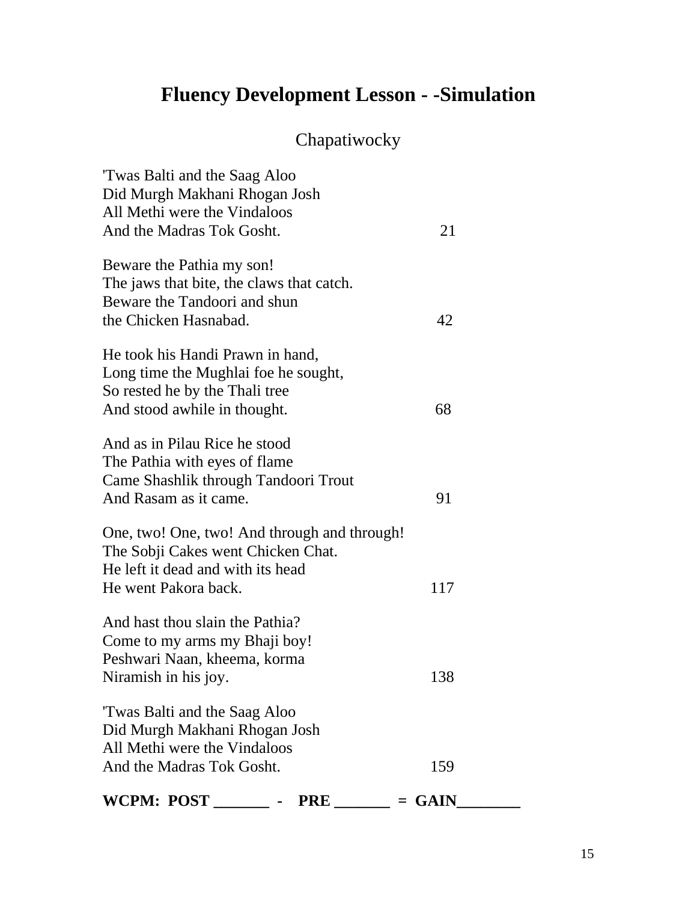# Fluency Development Lesson - -Simulation

## Chapatiwocky

'Twas Balti and the Saag Aloo
Did Murgh Makhani Rhogan Josh
All Methi were the Vindaloos
And the Madras Tok Gosht. 21

Beware the Pathia my son!
The jaws that bite, the claws that catch.
Beware the Tandoori and shun
the Chicken Hasnabad. 42

He took his Handi Prawn in hand,
Long time the Mughlai foe he sought,
So rested he by the Thali tree
And stood awhile in thought. 68

And as in Pilau Rice he stood
The Pathia with eyes of flame
Came Shashlik through Tandoori Trout
And Rasam as it came. 91

One, two! One, two! And through and through!
The Sobji Cakes went Chicken Chat.
He left it dead and with its head
He went Pakora back. 117

And hast thou slain the Pathia?
Come to my arms my Bhaji boy!
Peshwari Naan, kheema, korma
Niramish in his joy. 138

'Twas Balti and the Saag Aloo
Did Murgh Makhani Rhogan Josh
All Methi were the Vindaloos
And the Madras Tok Gosht. 159

**WCPM: POST _______ - PRE _______ = GAIN________**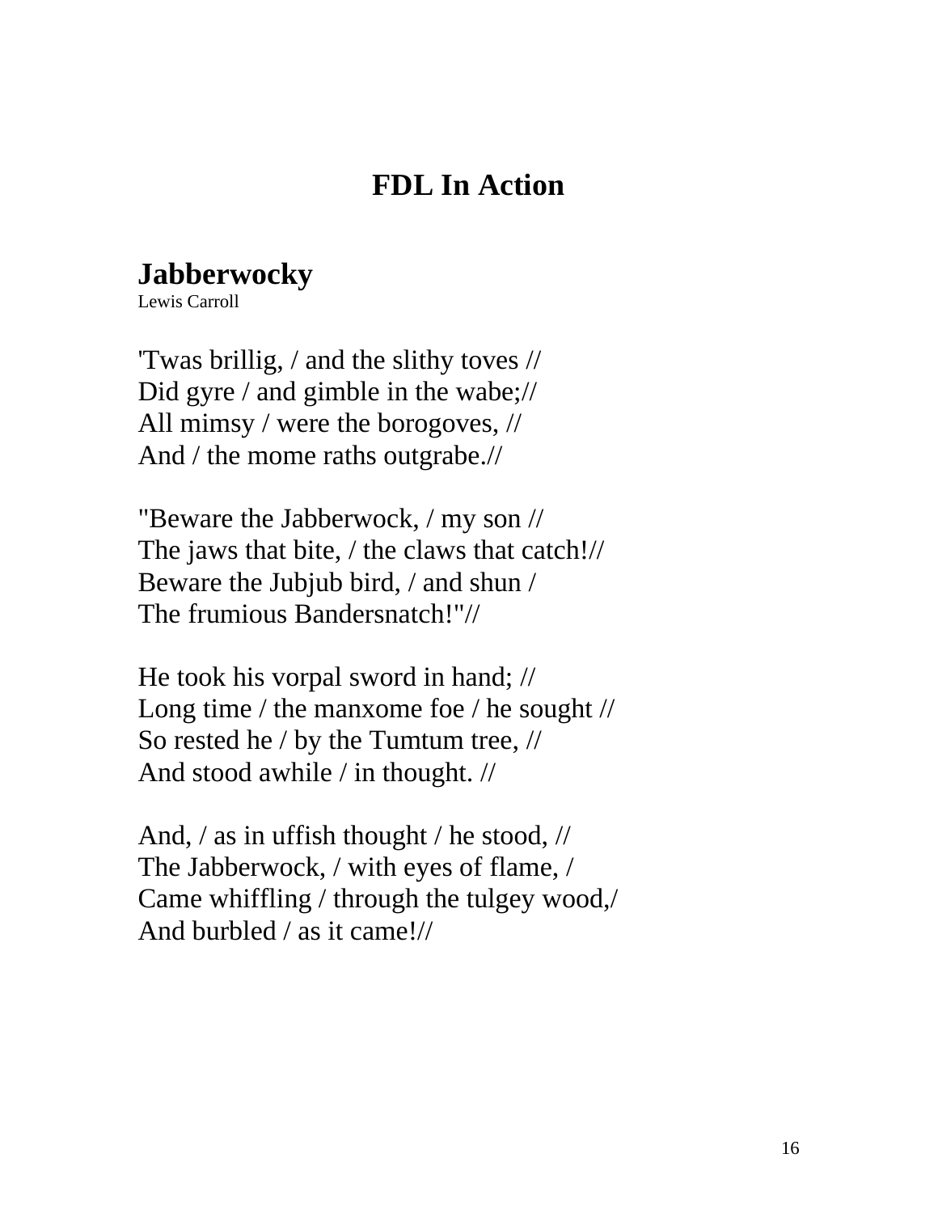# FDL In Action

## Jabberwocky

Lewis Carroll

'Twas brillig, / and the slithy toves //  
Did gyre / and gimble in the wabe;//  
All mimsy / were the borogoves, //  
And / the mome raths outgrabe.//

"Beware the Jabberwock, / my son //  
The jaws that bite, / the claws that catch!//  
Beware the Jubjub bird, / and shun /  
The frumious Bandersnatch!"//

He took his vorpal sword in hand; //  
Long time / the manxome foe / he sought //  
So rested he / by the Tumtum tree, //  
And stood awhile / in thought. //

And, / as in uffish thought / he stood, //  
The Jabberwock, / with eyes of flame, /  
Came whiffling / through the tulgey wood,/  
And burbled / as it came!//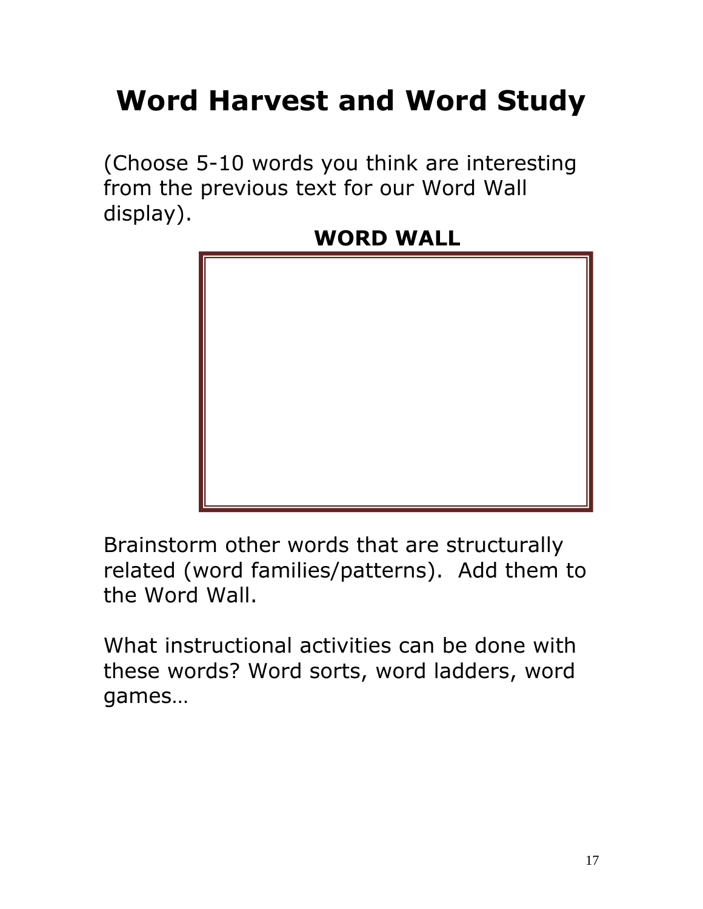# Word Harvest and Word Study

(Choose 5-10 words you think are interesting from the previous text for our Word Wall display).

**WORD WALL**

Brainstorm other words that are structurally related (word families/patterns). Add them to the Word Wall.

What instructional activities can be done with these words? Word sorts, word ladders, word games…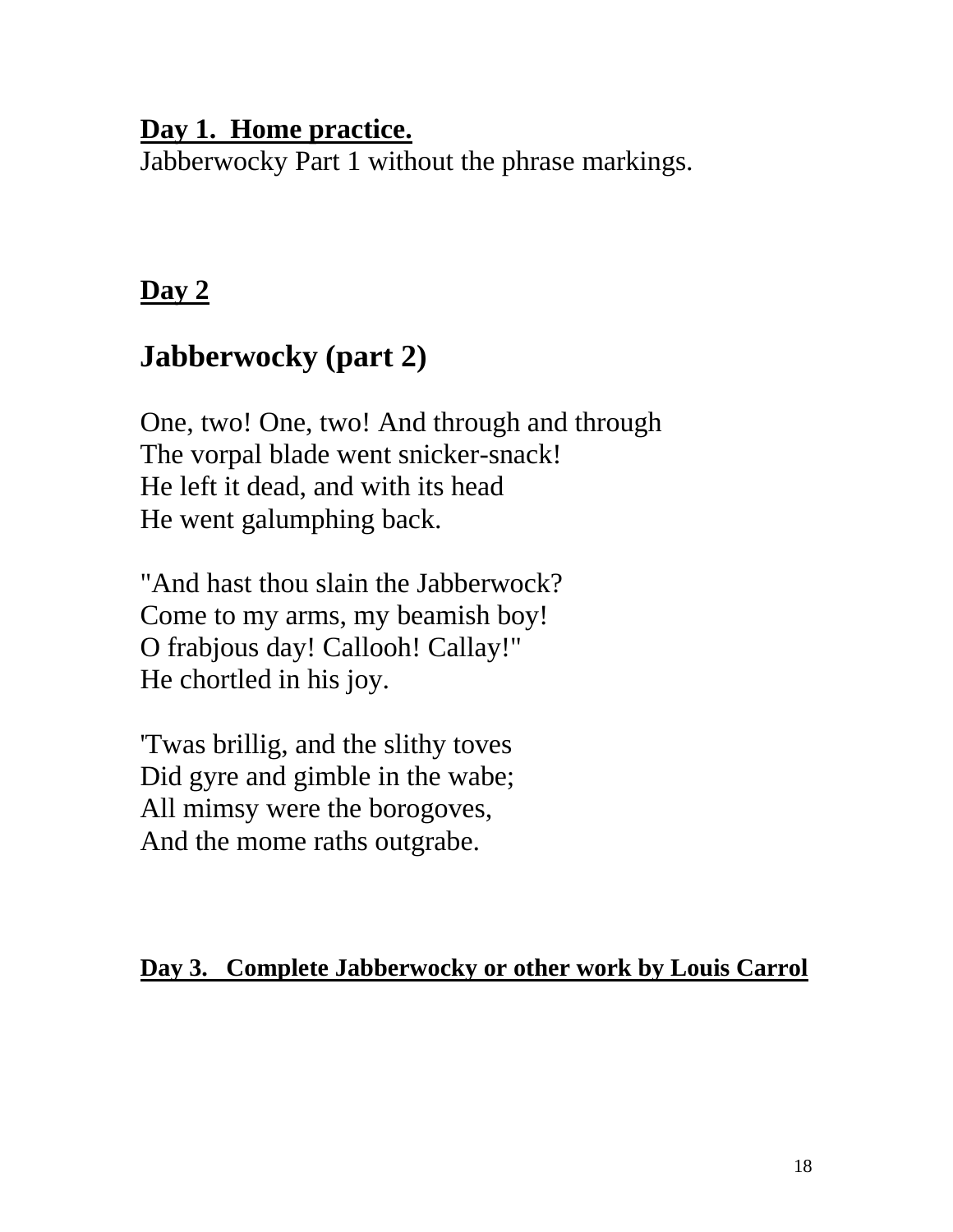**Day 1. Home practice.**

Jabberwocky Part 1 without the phrase markings.

**Day 2**

# Jabberwocky (part 2)

One, two! One, two! And through and through
The vorpal blade went snicker-snack!
He left it dead, and with its head
He went galumphing back.

"And hast thou slain the Jabberwock?
Come to my arms, my beamish boy!
O frabjous day! Callooh! Callay!"
He chortled in his joy.

'Twas brillig, and the slithy toves
Did gyre and gimble in the wabe;
All mimsy were the borogoves,
And the mome raths outgrabe.

**Day 3. Complete Jabberwocky or other work by Louis Carrol**